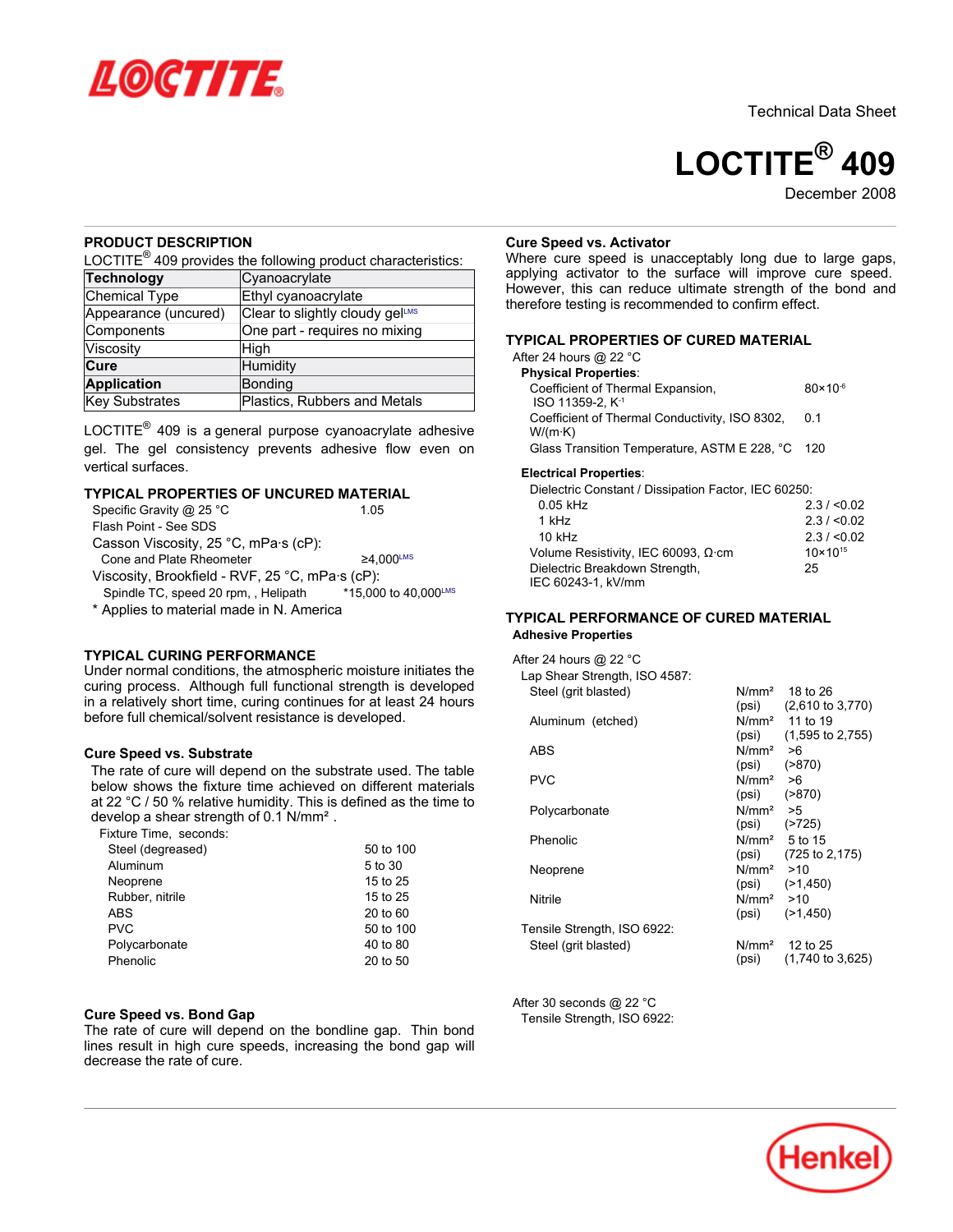Technical Data Sheet

# LOCTITE® 409

December 2008

## PRODUCT DESCRIPTION

LOCTITE® 409 provides the following product characteristics:

| | |
|---|---|
| **Technology** | Cyanoacrylate |
| Chemical Type | Ethyl cyanoacrylate |
| Appearance (uncured) | Clear to slightly cloudy gel[LMS] |
| Components | One part - requires no mixing |
| Viscosity | High |
| **Cure** | Humidity |
| **Application** | Bonding |
| Key Substrates | Plastics, Rubbers and Metals |

LOCTITE® 409 is a general purpose cyanoacrylate adhesive gel. The gel consistency prevents adhesive flow even on vertical surfaces.

## TYPICAL PROPERTIES OF UNCURED MATERIAL

Specific Gravity @ 25 °C 1.05

Flash Point - See SDS

Casson Viscosity, 25 °C, mPa·s (cP):

Cone and Plate Rheometer ≥4,000[LMS]

Viscosity, Brookfield - RVF, 25 °C, mPa·s (cP):

Spindle TC, speed 20 rpm, , Helipath *15,000 to 40,000[LMS]

* Applies to material made in N. America

## TYPICAL CURING PERFORMANCE

Under normal conditions, the atmospheric moisture initiates the curing process. Although full functional strength is developed in a relatively short time, curing continues for at least 24 hours before full chemical/solvent resistance is developed.

### Cure Speed vs. Substrate

The rate of cure will depend on the substrate used. The table below shows the fixture time achieved on different materials at 22 °C / 50 % relative humidity. This is defined as the time to develop a shear strength of 0.1 N/mm².

Fixture Time, seconds:

| | |
|---|---|
| Steel (degreased) | 50 to 100 |
| Aluminum | 5 to 30 |
| Neoprene | 15 to 25 |
| Rubber, nitrile | 15 to 25 |
| ABS | 20 to 60 |
| PVC | 50 to 100 |
| Polycarbonate | 40 to 80 |
| Phenolic | 20 to 50 |

### Cure Speed vs. Bond Gap

The rate of cure will depend on the bondline gap. Thin bond lines result in high cure speeds, increasing the bond gap will decrease the rate of cure.

### Cure Speed vs. Activator

Where cure speed is unacceptably long due to large gaps, applying activator to the surface will improve cure speed. However, this can reduce ultimate strength of the bond and therefore testing is recommended to confirm effect.

## TYPICAL PROPERTIES OF CURED MATERIAL

After 24 hours @ 22 °C

**Physical Properties**:

| | |
|---|---|
| Coefficient of Thermal Expansion, ISO 11359-2, K⁻¹ | $80\times10^{-6}$ |
| Coefficient of Thermal Conductivity, ISO 8302, W/(m·K) | 0.1 |
| Glass Transition Temperature, ASTM E 228, °C | 120 |

**Electrical Properties**:

Dielectric Constant / Dissipation Factor, IEC 60250:

| | |
|---|---|
| 0.05 kHz | 2.3 / <0.02 |
| 1 kHz | 2.3 / <0.02 |
| 10 kHz | 2.3 / <0.02 |
| Volume Resistivity, IEC 60093, Ω·cm | $10\times10^{15}$ |
| Dielectric Breakdown Strength, IEC 60243-1, kV/mm | 25 |

## TYPICAL PERFORMANCE OF CURED MATERIAL

**Adhesive Properties**

After 24 hours @ 22 °C

Lap Shear Strength, ISO 4587:

| | | |
|---|---|---|
| Steel (grit blasted) | N/mm² | 18 to 26 |
| | (psi) | (2,610 to 3,770) |
| Aluminum (etched) | N/mm² | 11 to 19 |
| | (psi) | (1,595 to 2,755) |
| ABS | N/mm² | >6 |
| | (psi) | (>870) |
| PVC | N/mm² | >6 |
| | (psi) | (>870) |
| Polycarbonate | N/mm² | >5 |
| | (psi) | (>725) |
| Phenolic | N/mm² | 5 to 15 |
| | (psi) | (725 to 2,175) |
| Neoprene | N/mm² | >10 |
| | (psi) | (>1,450) |
| Nitrile | N/mm² | >10 |
| | (psi) | (>1,450) |

Tensile Strength, ISO 6922:

| | | |
|---|---|---|
| Steel (grit blasted) | N/mm² | 12 to 25 |
| | (psi) | (1,740 to 3,625) |

After 30 seconds @ 22 °C

Tensile Strength, ISO 6922: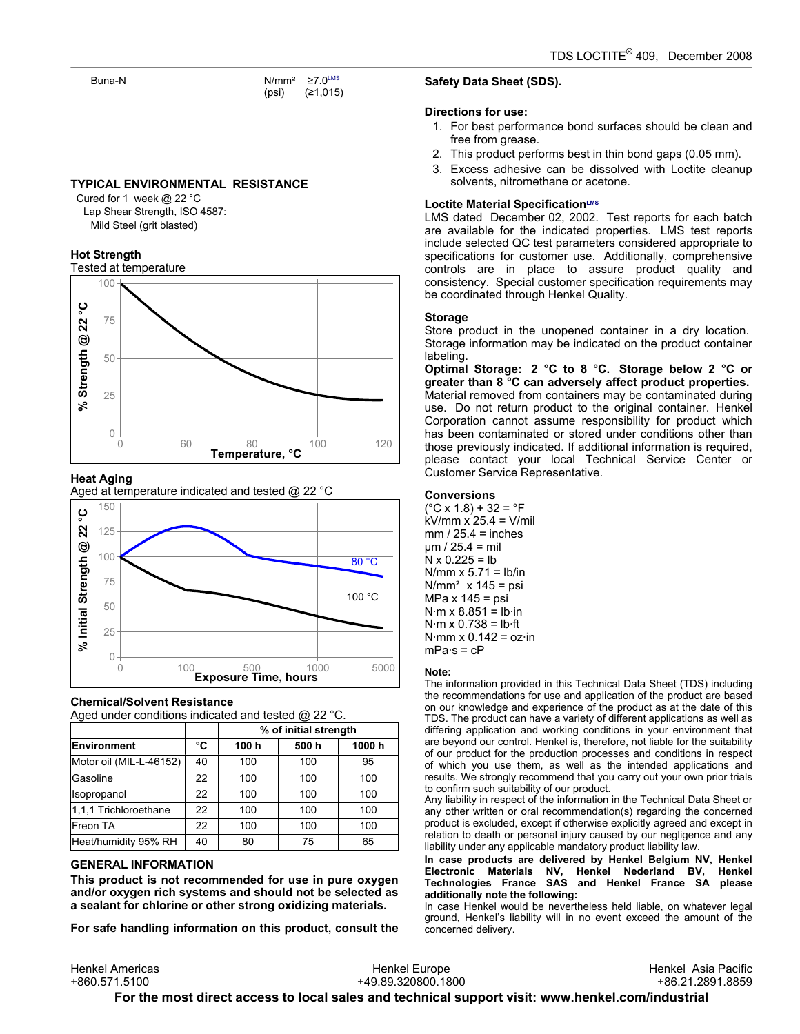| | | |
|---|---|---|
| Buna-N | N/mm² (psi) | ≥7.0[LMS] (≥1,015) |

## TYPICAL ENVIRONMENTAL RESISTANCE

Cured for 1 week @ 22 °C
Lap Shear Strength, ISO 4587:
Mild Steel (grit blasted)

### Hot Strength

Tested at temperature

% Strength @ 22 °C
100
75
50
25
0
0
60
80
100
120
Temperature, °C

### Heat Aging

Aged at temperature indicated and tested @ 22 °C

% Initial Strength @ 22 °C
150
125
100
75
50
25
0
0
100
500
1000
5000
Exposure Time, hours
80 °C
100 °C

### Chemical/Solvent Resistance

Aged under conditions indicated and tested @ 22 °C.

| | | % of initial strength | | |
|---|---|---|---|---|
| **Environment** | **°C** | **100 h** | **500 h** | **1000 h** |
| Motor oil (MIL-L-46152) | 40 | 100 | 100 | 95 |
| Gasoline | 22 | 100 | 100 | 100 |
| Isopropanol | 22 | 100 | 100 | 100 |
| 1,1,1 Trichloroethane | 22 | 100 | 100 | 100 |
| Freon TA | 22 | 100 | 100 | 100 |
| Heat/humidity 95% RH | 40 | 80 | 75 | 65 |

## GENERAL INFORMATION

**This product is not recommended for use in pure oxygen and/or oxygen rich systems and should not be selected as a sealant for chlorine or other strong oxidizing materials.**

**For safe handling information on this product, consult the Safety Data Sheet (SDS).**

### Directions for use:

1. For best performance bond surfaces should be clean and free from grease.
2. This product performs best in thin bond gaps (0.05 mm).
3. Excess adhesive can be dissolved with Loctite cleanup solvents, nitromethane or acetone.

### Loctite Material Specification[LMS]

LMS dated December 02, 2002. Test reports for each batch are available for the indicated properties. LMS test reports include selected QC test parameters considered appropriate to specifications for customer use. Additionally, comprehensive controls are in place to assure product quality and consistency. Special customer specification requirements may be coordinated through Henkel Quality.

### Storage

Store product in the unopened container in a dry location. Storage information may be indicated on the product container labeling.

**Optimal Storage: 2 °C to 8 °C. Storage below 2 °C or greater than 8 °C can adversely affect product properties.** Material removed from containers may be contaminated during use. Do not return product to the original container. Henkel Corporation cannot assume responsibility for product which has been contaminated or stored under conditions other than those previously indicated. If additional information is required, please contact your local Technical Service Center or Customer Service Representative.

### Conversions

(°C x 1.8) + 32 = °F
kV/mm x 25.4 = V/mil
mm / 25.4 = inches
µm / 25.4 = mil
N x 0.225 = lb
N/mm x 5.71 = lb/in
N/mm² x 145 = psi
MPa x 145 = psi
N·m x 8.851 = lb·in
N·m x 0.738 = lb·ft
N·mm x 0.142 = oz·in
mPa·s = cP

### Note:

The information provided in this Technical Data Sheet (TDS) including the recommendations for use and application of the product are based on our knowledge and experience of the product as at the date of this TDS. The product can have a variety of different applications as well as differing application and working conditions in your environment that are beyond our control. Henkel is, therefore, not liable for the suitability of our product for the production processes and conditions in respect of which you use them, as well as the intended applications and results. We strongly recommend that you carry out your own prior trials to confirm such suitability of our product.

Any liability in respect of the information in the Technical Data Sheet or any other written or oral recommendation(s) regarding the concerned product is excluded, except if otherwise explicitly agreed and except in relation to death or personal injury caused by our negligence and any liability under any applicable mandatory product liability law.

**In case products are delivered by Henkel Belgium NV, Henkel Electronic Materials NV, Henkel Nederland BV, Henkel Technologies France SAS and Henkel France SA please additionally note the following:**

In case Henkel would be nevertheless held liable, on whatever legal ground, Henkel's liability will in no event exceed the amount of the concerned delivery.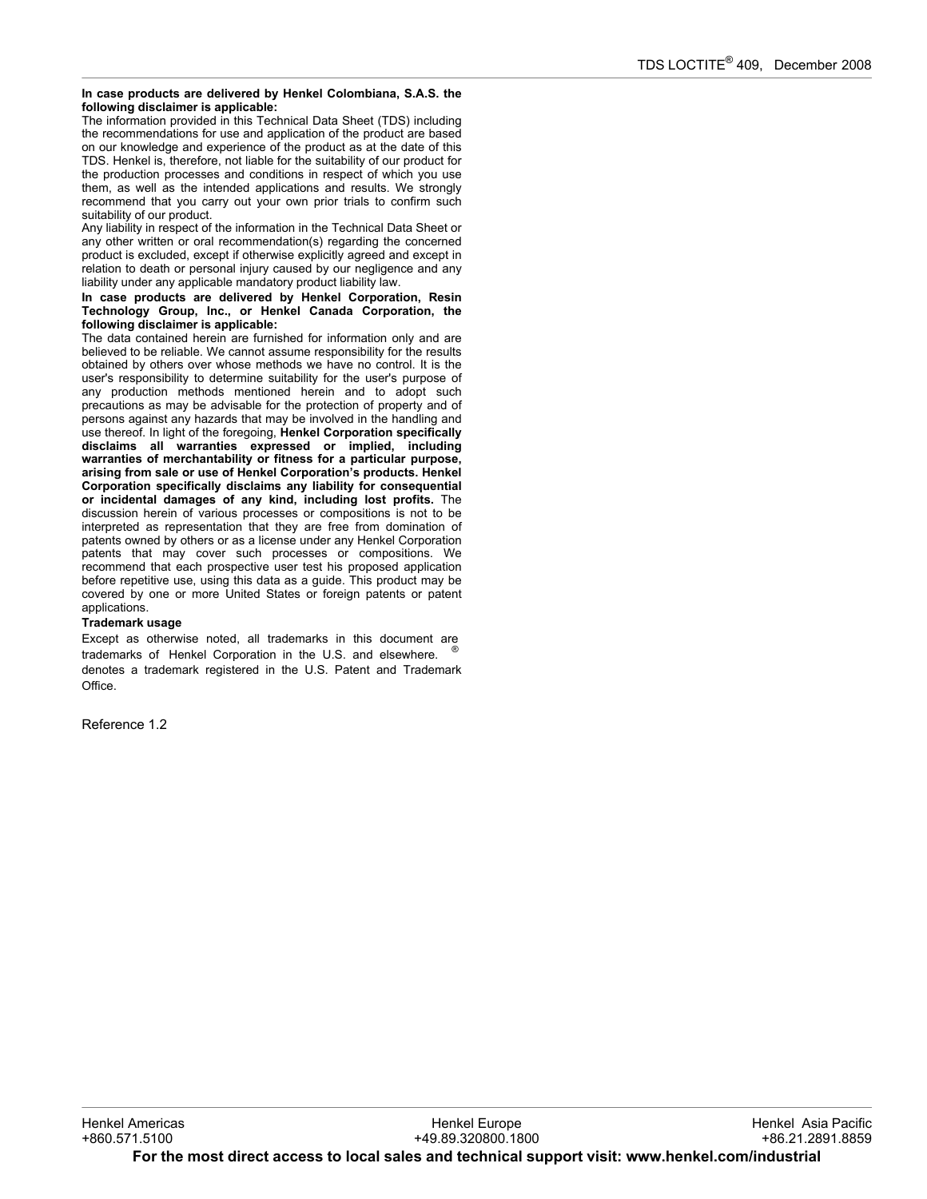**In case products are delivered by Henkel Colombiana, S.A.S. the following disclaimer is applicable:**

The information provided in this Technical Data Sheet (TDS) including the recommendations for use and application of the product are based on our knowledge and experience of the product as at the date of this TDS. Henkel is, therefore, not liable for the suitability of our product for the production processes and conditions in respect of which you use them, as well as the intended applications and results. We strongly recommend that you carry out your own prior trials to confirm such suitability of our product.

Any liability in respect of the information in the Technical Data Sheet or any other written or oral recommendation(s) regarding the concerned product is excluded, except if otherwise explicitly agreed and except in relation to death or personal injury caused by our negligence and any liability under any applicable mandatory product liability law.

**In case products are delivered by Henkel Corporation, Resin Technology Group, Inc., or Henkel Canada Corporation, the following disclaimer is applicable:**

The data contained herein are furnished for information only and are believed to be reliable. We cannot assume responsibility for the results obtained by others over whose methods we have no control. It is the user's responsibility to determine suitability for the user's purpose of any production methods mentioned herein and to adopt such precautions as may be advisable for the protection of property and of persons against any hazards that may be involved in the handling and use thereof. In light of the foregoing, **Henkel Corporation specifically disclaims all warranties expressed or implied, including warranties of merchantability or fitness for a particular purpose, arising from sale or use of Henkel Corporation's products. Henkel Corporation specifically disclaims any liability for consequential or incidental damages of any kind, including lost profits.** The discussion herein of various processes or compositions is not to be interpreted as representation that they are free from domination of patents owned by others or as a license under any Henkel Corporation patents that may cover such processes or compositions. We recommend that each prospective user test his proposed application before repetitive use, using this data as a guide. This product may be covered by one or more United States or foreign patents or patent applications.

**Trademark usage**

Except as otherwise noted, all trademarks in this document are trademarks of Henkel Corporation in the U.S. and elsewhere. ® denotes a trademark registered in the U.S. Patent and Trademark Office.

Reference 1.2

Henkel Americas
+860.571.5100

Henkel Europe
+49.89.320800.1800

Henkel Asia Pacific
+86.21.2891.8859

**For the most direct access to local sales and technical support visit: www.henkel.com/industrial**